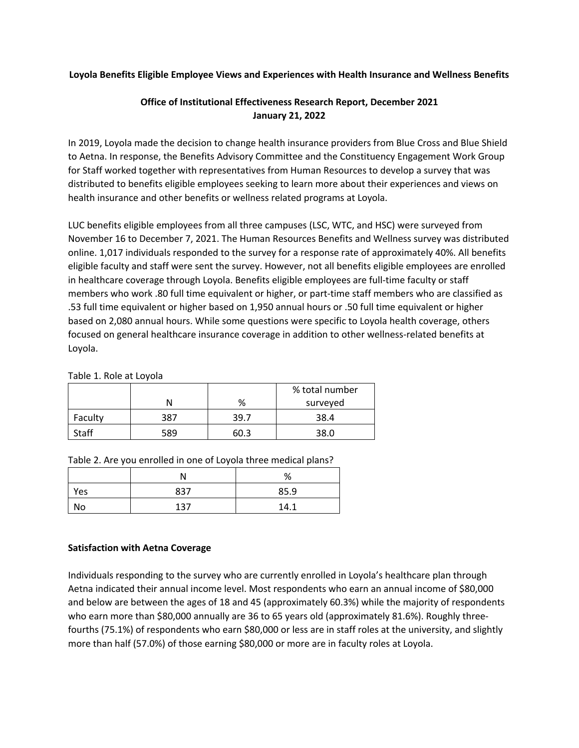**Loyola Benefits Eligible Employee Views and Experiences with Health Insurance and Wellness Benefits**

**Office of Institutional Effectiveness Research Report, December 2021**
**January 21, 2022**

In 2019, Loyola made the decision to change health insurance providers from Blue Cross and Blue Shield to Aetna. In response, the Benefits Advisory Committee and the Constituency Engagement Work Group for Staff worked together with representatives from Human Resources to develop a survey that was distributed to benefits eligible employees seeking to learn more about their experiences and views on health insurance and other benefits or wellness related programs at Loyola.

LUC benefits eligible employees from all three campuses (LSC, WTC, and HSC) were surveyed from November 16 to December 7, 2021. The Human Resources Benefits and Wellness survey was distributed online. 1,017 individuals responded to the survey for a response rate of approximately 40%. All benefits eligible faculty and staff were sent the survey. However, not all benefits eligible employees are enrolled in healthcare coverage through Loyola. Benefits eligible employees are full-time faculty or staff members who work .80 full time equivalent or higher, or part-time staff members who are classified as .53 full time equivalent or higher based on 1,950 annual hours or .50 full time equivalent or higher based on 2,080 annual hours. While some questions were specific to Loyola health coverage, others focused on general healthcare insurance coverage in addition to other wellness-related benefits at Loyola.

Table 1. Role at Loyola

| | N | % | % total number surveyed |
|---|---|---|---|
| Faculty | 387 | 39.7 | 38.4 |
| Staff | 589 | 60.3 | 38.0 |

Table 2. Are you enrolled in one of Loyola three medical plans?

| | N | % |
|---|---|---|
| Yes | 837 | 85.9 |
| No | 137 | 14.1 |

**Satisfaction with Aetna Coverage**

Individuals responding to the survey who are currently enrolled in Loyola's healthcare plan through Aetna indicated their annual income level. Most respondents who earn an annual income of $80,000 and below are between the ages of 18 and 45 (approximately 60.3%) while the majority of respondents who earn more than $80,000 annually are 36 to 65 years old (approximately 81.6%). Roughly three-fourths (75.1%) of respondents who earn $80,000 or less are in staff roles at the university, and slightly more than half (57.0%) of those earning $80,000 or more are in faculty roles at Loyola.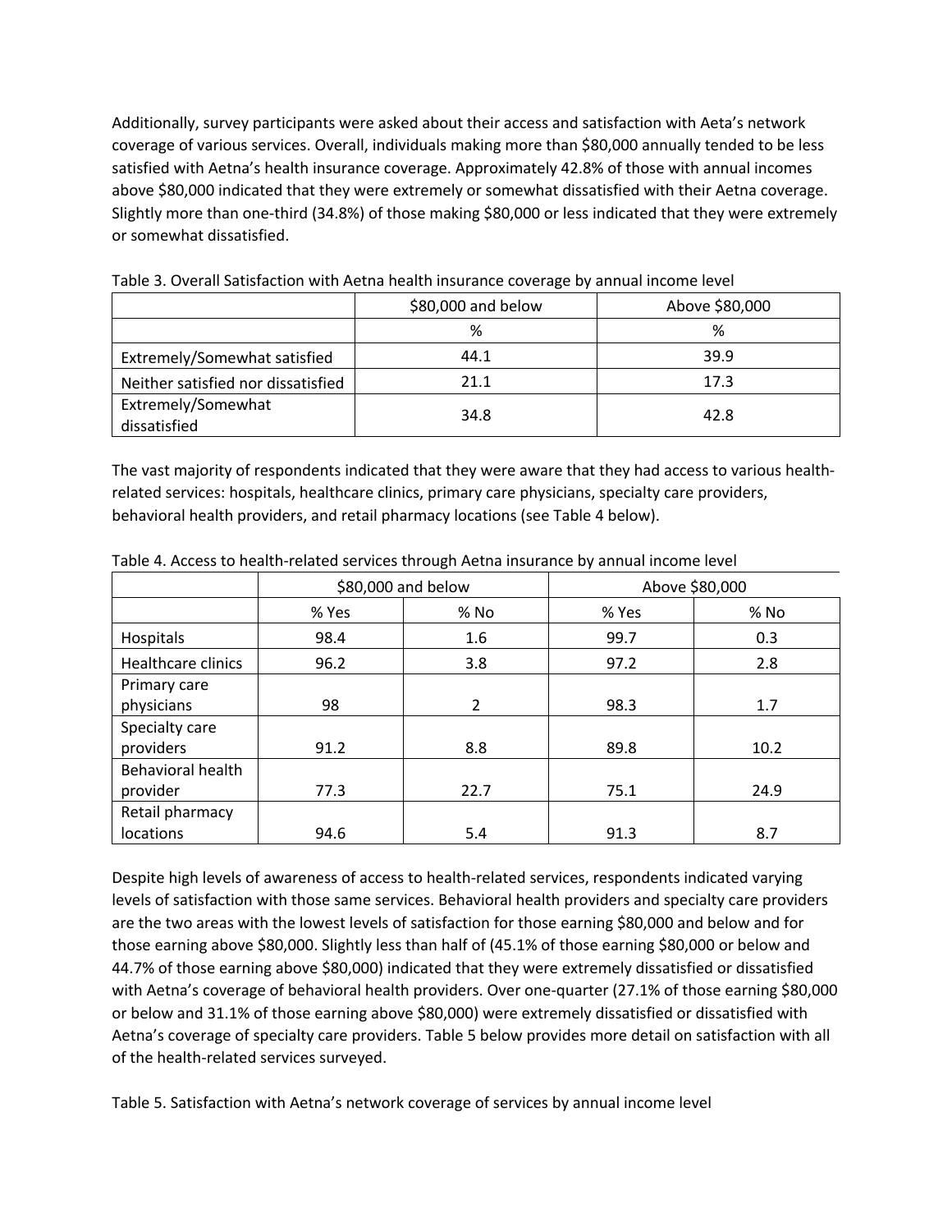Additionally, survey participants were asked about their access and satisfaction with Aeta's network coverage of various services. Overall, individuals making more than $80,000 annually tended to be less satisfied with Aetna's health insurance coverage. Approximately 42.8% of those with annual incomes above $80,000 indicated that they were extremely or somewhat dissatisfied with their Aetna coverage. Slightly more than one-third (34.8%) of those making $80,000 or less indicated that they were extremely or somewhat dissatisfied.

Table 3. Overall Satisfaction with Aetna health insurance coverage by annual income level

| | $80,000 and below | Above $80,000 |
|---|---|---|
| | % | % |
| Extremely/Somewhat satisfied | 44.1 | 39.9 |
| Neither satisfied nor dissatisfied | 21.1 | 17.3 |
| Extremely/Somewhat dissatisfied | 34.8 | 42.8 |

The vast majority of respondents indicated that they were aware that they had access to various health-related services: hospitals, healthcare clinics, primary care physicians, specialty care providers, behavioral health providers, and retail pharmacy locations (see Table 4 below).

Table 4. Access to health-related services through Aetna insurance by annual income level

| | $80,000 and below | | Above $80,000 | |
|---|---|---|---|---|
| | % Yes | % No | % Yes | % No |
| Hospitals | 98.4 | 1.6 | 99.7 | 0.3 |
| Healthcare clinics | 96.2 | 3.8 | 97.2 | 2.8 |
| Primary care physicians | 98 | 2 | 98.3 | 1.7 |
| Specialty care providers | 91.2 | 8.8 | 89.8 | 10.2 |
| Behavioral health provider | 77.3 | 22.7 | 75.1 | 24.9 |
| Retail pharmacy locations | 94.6 | 5.4 | 91.3 | 8.7 |

Despite high levels of awareness of access to health-related services, respondents indicated varying levels of satisfaction with those same services. Behavioral health providers and specialty care providers are the two areas with the lowest levels of satisfaction for those earning $80,000 and below and for those earning above $80,000. Slightly less than half of (45.1% of those earning $80,000 or below and 44.7% of those earning above $80,000) indicated that they were extremely dissatisfied or dissatisfied with Aetna's coverage of behavioral health providers. Over one-quarter (27.1% of those earning $80,000 or below and 31.1% of those earning above $80,000) were extremely dissatisfied or dissatisfied with Aetna's coverage of specialty care providers. Table 5 below provides more detail on satisfaction with all of the health-related services surveyed.

Table 5. Satisfaction with Aetna's network coverage of services by annual income level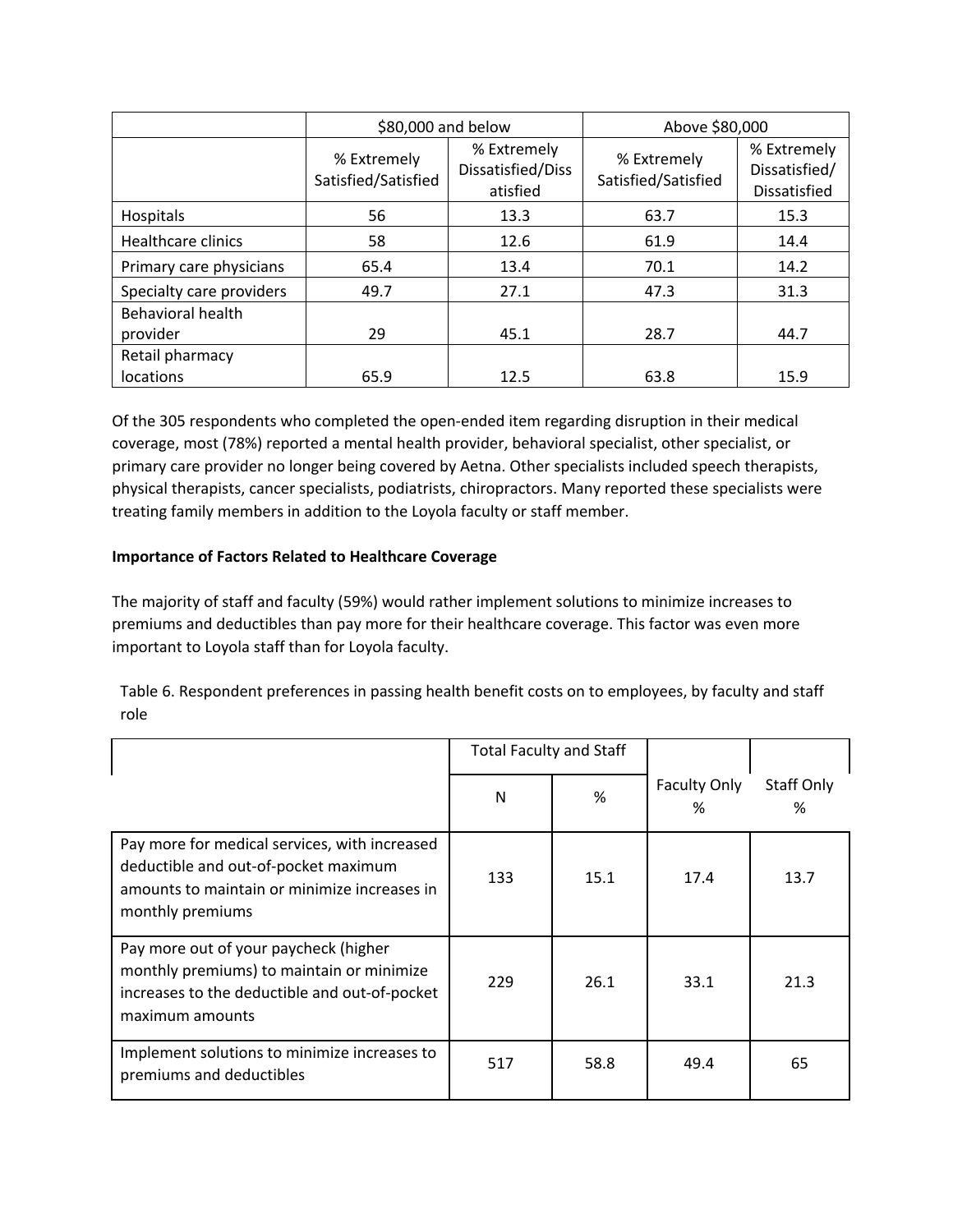| | $80,000 and below | | Above $80,000 | |
|---|---|---|---|---|
| | % Extremely Satisfied/Satisfied | % Extremely Dissatisfied/Dissatisfied | % Extremely Satisfied/Satisfied | % Extremely Dissatisfied/Dissatisfied |
| Hospitals | 56 | 13.3 | 63.7 | 15.3 |
| Healthcare clinics | 58 | 12.6 | 61.9 | 14.4 |
| Primary care physicians | 65.4 | 13.4 | 70.1 | 14.2 |
| Specialty care providers | 49.7 | 27.1 | 47.3 | 31.3 |
| Behavioral health provider | 29 | 45.1 | 28.7 | 44.7 |
| Retail pharmacy locations | 65.9 | 12.5 | 63.8 | 15.9 |

Of the 305 respondents who completed the open-ended item regarding disruption in their medical coverage, most (78%) reported a mental health provider, behavioral specialist, other specialist, or primary care provider no longer being covered by Aetna. Other specialists included speech therapists, physical therapists, cancer specialists, podiatrists, chiropractors. Many reported these specialists were treating family members in addition to the Loyola faculty or staff member.

**Importance of Factors Related to Healthcare Coverage**

The majority of staff and faculty (59%) would rather implement solutions to minimize increases to premiums and deductibles than pay more for their healthcare coverage. This factor was even more important to Loyola staff than for Loyola faculty.

Table 6. Respondent preferences in passing health benefit costs on to employees, by faculty and staff role

| | Total Faculty and Staff | | Faculty Only | Staff Only |
|---|---|---|---|---|
| | N | % | % | % |
| Pay more for medical services, with increased deductible and out-of-pocket maximum amounts to maintain or minimize increases in monthly premiums | 133 | 15.1 | 17.4 | 13.7 |
| Pay more out of your paycheck (higher monthly premiums) to maintain or minimize increases to the deductible and out-of-pocket maximum amounts | 229 | 26.1 | 33.1 | 21.3 |
| Implement solutions to minimize increases to premiums and deductibles | 517 | 58.8 | 49.4 | 65 |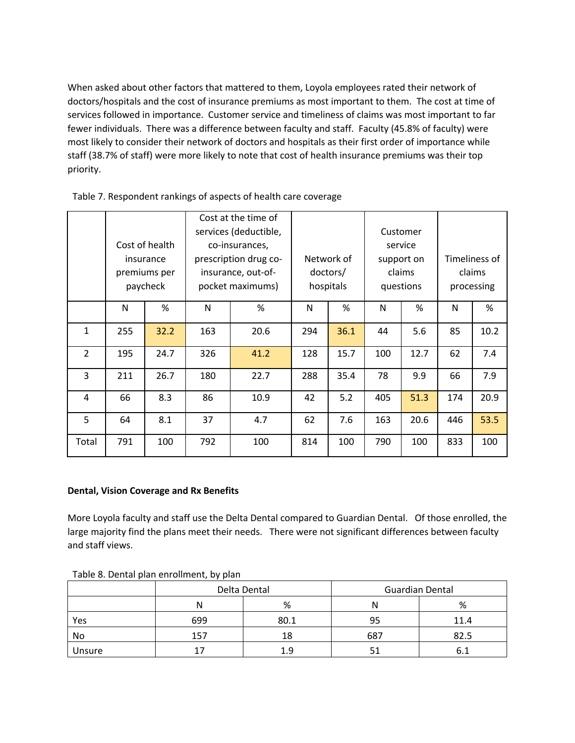When asked about other factors that mattered to them, Loyola employees rated their network of doctors/hospitals and the cost of insurance premiums as most important to them. The cost at time of services followed in importance. Customer service and timeliness of claims was most important to far fewer individuals. There was a difference between faculty and staff. Faculty (45.8% of faculty) were most likely to consider their network of doctors and hospitals as their first order of importance while staff (38.7% of staff) were more likely to note that cost of health insurance premiums was their top priority.

Table 7. Respondent rankings of aspects of health care coverage

| | Cost of health insurance premiums per paycheck | | Cost at the time of services (deductible, co-insurances, prescription drug co-insurance, out-of-pocket maximums) | | Network of doctors/ hospitals | | Customer service support on claims questions | | Timeliness of claims processing | |
|---|---|---|---|---|---|---|---|---|---|---|
| | N | % | N | % | N | % | N | % | N | % |
| 1 | 255 | 32.2 | 163 | 20.6 | 294 | 36.1 | 44 | 5.6 | 85 | 10.2 |
| 2 | 195 | 24.7 | 326 | 41.2 | 128 | 15.7 | 100 | 12.7 | 62 | 7.4 |
| 3 | 211 | 26.7 | 180 | 22.7 | 288 | 35.4 | 78 | 9.9 | 66 | 7.9 |
| 4 | 66 | 8.3 | 86 | 10.9 | 42 | 5.2 | 405 | 51.3 | 174 | 20.9 |
| 5 | 64 | 8.1 | 37 | 4.7 | 62 | 7.6 | 163 | 20.6 | 446 | 53.5 |
| Total | 791 | 100 | 792 | 100 | 814 | 100 | 790 | 100 | 833 | 100 |

**Dental, Vision Coverage and Rx Benefits**

More Loyola faculty and staff use the Delta Dental compared to Guardian Dental. Of those enrolled, the large majority find the plans meet their needs. There were not significant differences between faculty and staff views.

Table 8. Dental plan enrollment, by plan

| | Delta Dental | | Guardian Dental | |
|---|---|---|---|---|
| | N | % | N | % |
| Yes | 699 | 80.1 | 95 | 11.4 |
| No | 157 | 18 | 687 | 82.5 |
| Unsure | 17 | 1.9 | 51 | 6.1 |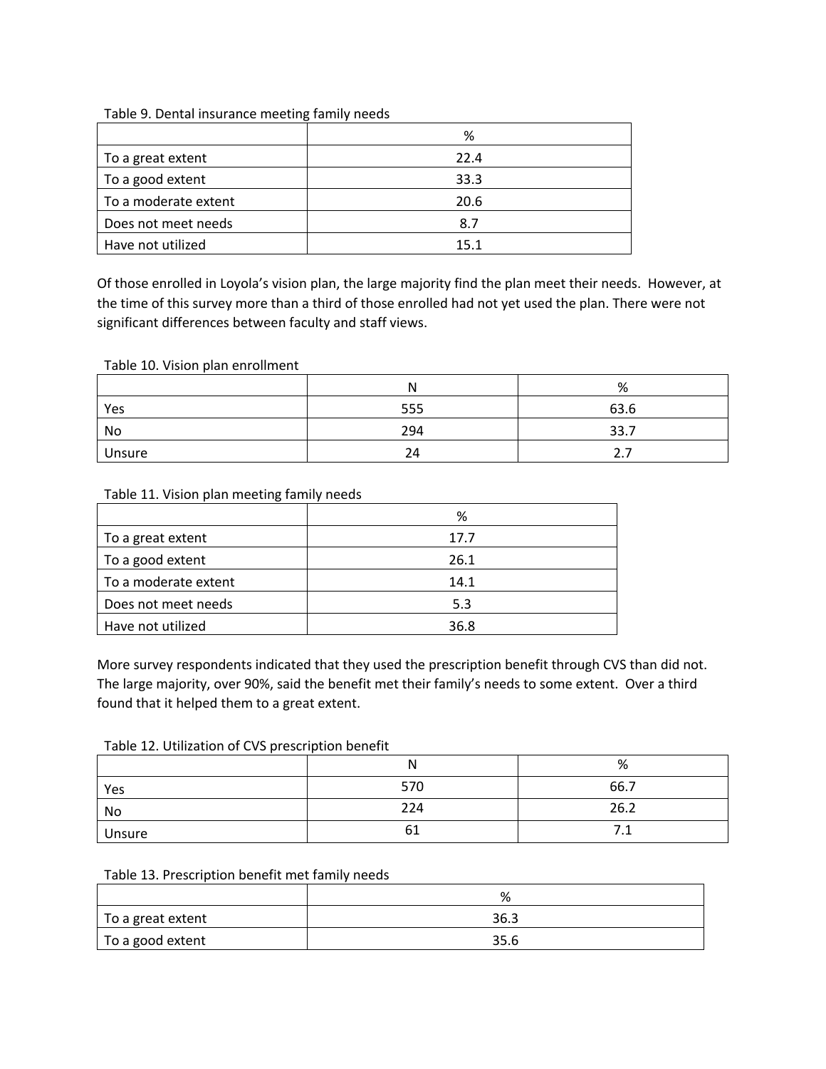Table 9. Dental insurance meeting family needs

| | % |
|---|---|
| To a great extent | 22.4 |
| To a good extent | 33.3 |
| To a moderate extent | 20.6 |
| Does not meet needs | 8.7 |
| Have not utilized | 15.1 |

Of those enrolled in Loyola's vision plan, the large majority find the plan meet their needs. However, at the time of this survey more than a third of those enrolled had not yet used the plan. There were not significant differences between faculty and staff views.

Table 10. Vision plan enrollment

| | N | % |
|---|---|---|
| Yes | 555 | 63.6 |
| No | 294 | 33.7 |
| Unsure | 24 | 2.7 |

Table 11. Vision plan meeting family needs

| | % |
|---|---|
| To a great extent | 17.7 |
| To a good extent | 26.1 |
| To a moderate extent | 14.1 |
| Does not meet needs | 5.3 |
| Have not utilized | 36.8 |

More survey respondents indicated that they used the prescription benefit through CVS than did not. The large majority, over 90%, said the benefit met their family's needs to some extent. Over a third found that it helped them to a great extent.

Table 12. Utilization of CVS prescription benefit

| | N | % |
|---|---|---|
| Yes | 570 | 66.7 |
| No | 224 | 26.2 |
| Unsure | 61 | 7.1 |

Table 13. Prescription benefit met family needs

| | % |
|---|---|
| To a great extent | 36.3 |
| To a good extent | 35.6 |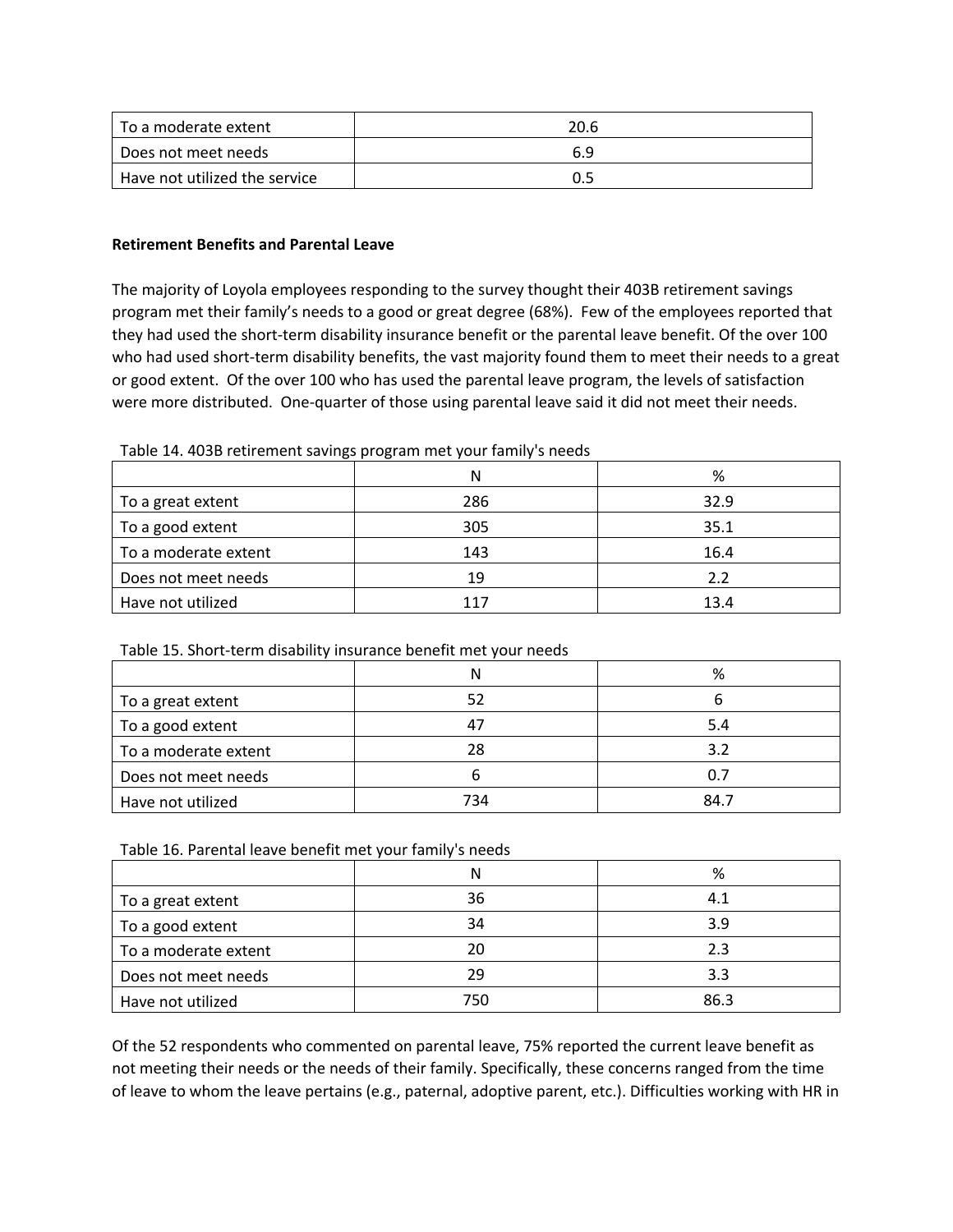| To a moderate extent | 20.6 |
|---|---|
| Does not meet needs | 6.9 |
| Have not utilized the service | 0.5 |

**Retirement Benefits and Parental Leave**

The majority of Loyola employees responding to the survey thought their 403B retirement savings program met their family's needs to a good or great degree (68%). Few of the employees reported that they had used the short-term disability insurance benefit or the parental leave benefit. Of the over 100 who had used short-term disability benefits, the vast majority found them to meet their needs to a great or good extent. Of the over 100 who has used the parental leave program, the levels of satisfaction were more distributed. One-quarter of those using parental leave said it did not meet their needs.

Table 14. 403B retirement savings program met your family's needs

| | N | % |
|---|---|---|
| To a great extent | 286 | 32.9 |
| To a good extent | 305 | 35.1 |
| To a moderate extent | 143 | 16.4 |
| Does not meet needs | 19 | 2.2 |
| Have not utilized | 117 | 13.4 |

Table 15. Short-term disability insurance benefit met your needs

| | N | % |
|---|---|---|
| To a great extent | 52 | 6 |
| To a good extent | 47 | 5.4 |
| To a moderate extent | 28 | 3.2 |
| Does not meet needs | 6 | 0.7 |
| Have not utilized | 734 | 84.7 |

Table 16. Parental leave benefit met your family's needs

| | N | % |
|---|---|---|
| To a great extent | 36 | 4.1 |
| To a good extent | 34 | 3.9 |
| To a moderate extent | 20 | 2.3 |
| Does not meet needs | 29 | 3.3 |
| Have not utilized | 750 | 86.3 |

Of the 52 respondents who commented on parental leave, 75% reported the current leave benefit as not meeting their needs or the needs of their family. Specifically, these concerns ranged from the time of leave to whom the leave pertains (e.g., paternal, adoptive parent, etc.). Difficulties working with HR in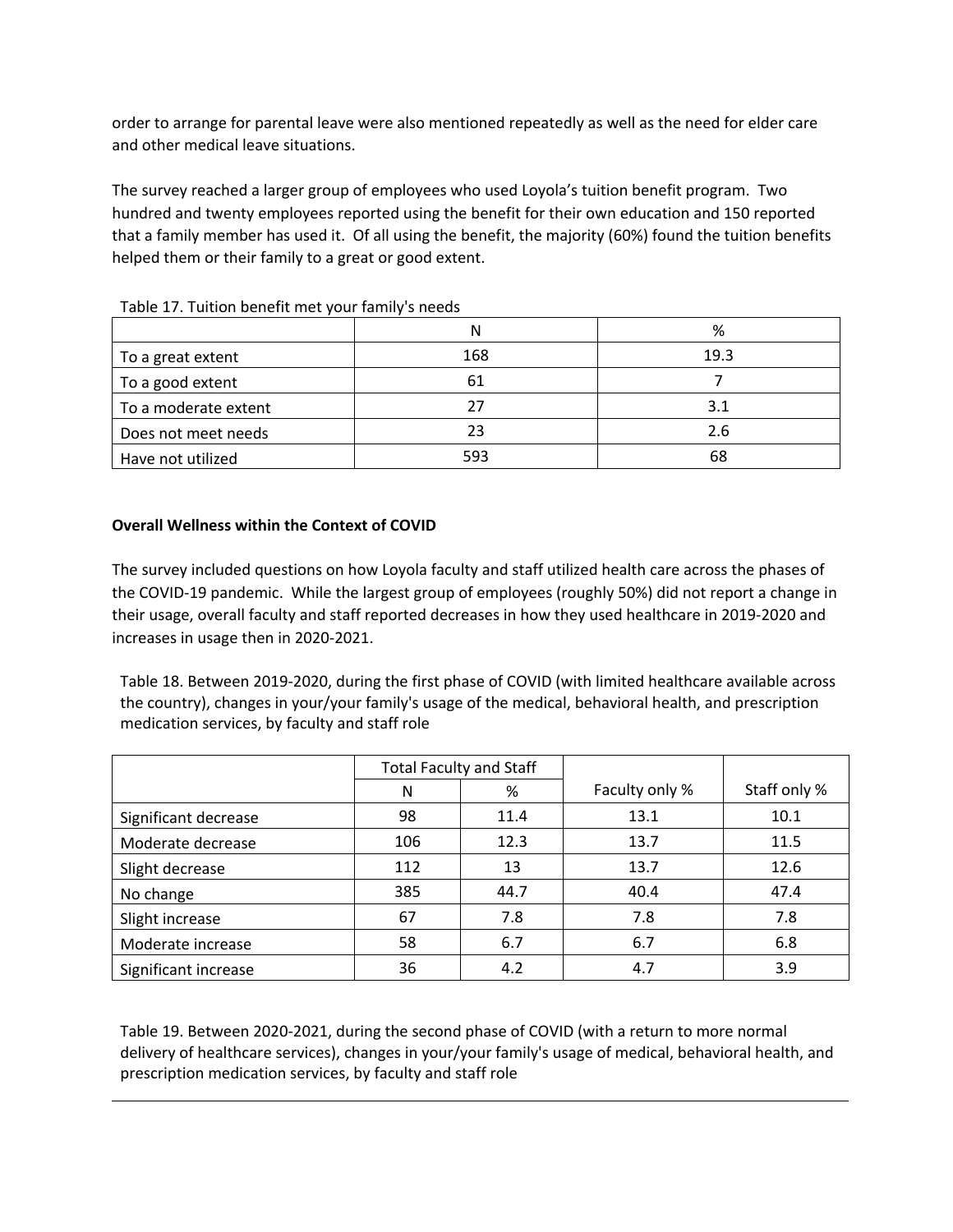order to arrange for parental leave were also mentioned repeatedly as well as the need for elder care and other medical leave situations.

The survey reached a larger group of employees who used Loyola's tuition benefit program. Two hundred and twenty employees reported using the benefit for their own education and 150 reported that a family member has used it. Of all using the benefit, the majority (60%) found the tuition benefits helped them or their family to a great or good extent.

Table 17. Tuition benefit met your family's needs

| | N | % |
|---|---|---|
| To a great extent | 168 | 19.3 |
| To a good extent | 61 | 7 |
| To a moderate extent | 27 | 3.1 |
| Does not meet needs | 23 | 2.6 |
| Have not utilized | 593 | 68 |

**Overall Wellness within the Context of COVID**

The survey included questions on how Loyola faculty and staff utilized health care across the phases of the COVID-19 pandemic. While the largest group of employees (roughly 50%) did not report a change in their usage, overall faculty and staff reported decreases in how they used healthcare in 2019-2020 and increases in usage then in 2020-2021.

Table 18. Between 2019-2020, during the first phase of COVID (with limited healthcare available across the country), changes in your/your family's usage of the medical, behavioral health, and prescription medication services, by faculty and staff role

| | Total Faculty and Staff | | Faculty only % | Staff only % |
|---|---|---|---|---|
| | N | % | | |
| Significant decrease | 98 | 11.4 | 13.1 | 10.1 |
| Moderate decrease | 106 | 12.3 | 13.7 | 11.5 |
| Slight decrease | 112 | 13 | 13.7 | 12.6 |
| No change | 385 | 44.7 | 40.4 | 47.4 |
| Slight increase | 67 | 7.8 | 7.8 | 7.8 |
| Moderate increase | 58 | 6.7 | 6.7 | 6.8 |
| Significant increase | 36 | 4.2 | 4.7 | 3.9 |

Table 19. Between 2020-2021, during the second phase of COVID (with a return to more normal delivery of healthcare services), changes in your/your family's usage of medical, behavioral health, and prescription medication services, by faculty and staff role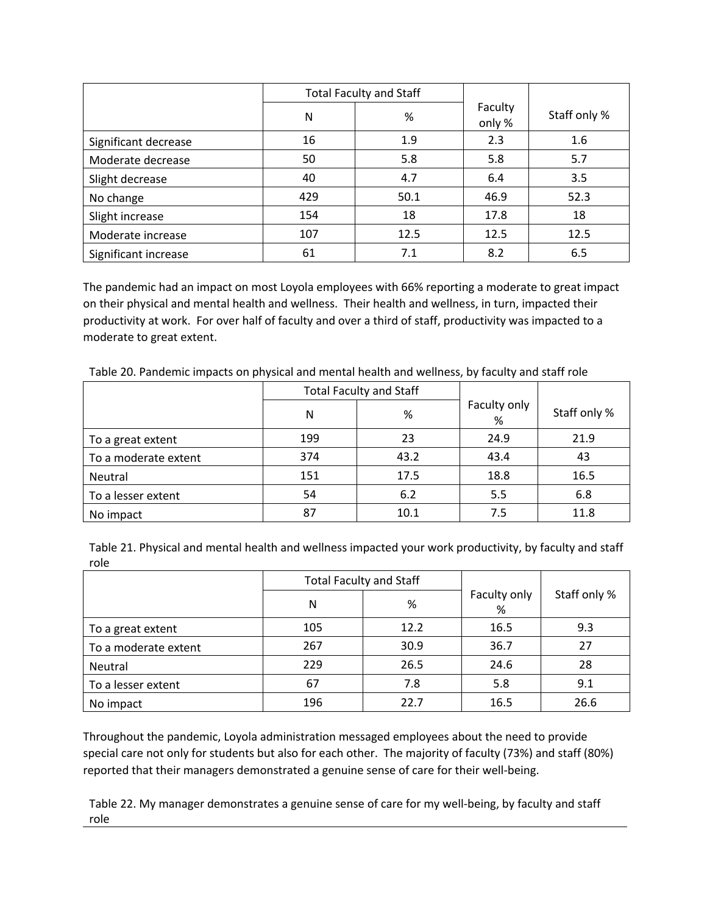| | Total Faculty and Staff | | Faculty only % | Staff only % |
|---|---|---|---|---|
| | N | % | | |
| Significant decrease | 16 | 1.9 | 2.3 | 1.6 |
| Moderate decrease | 50 | 5.8 | 5.8 | 5.7 |
| Slight decrease | 40 | 4.7 | 6.4 | 3.5 |
| No change | 429 | 50.1 | 46.9 | 52.3 |
| Slight increase | 154 | 18 | 17.8 | 18 |
| Moderate increase | 107 | 12.5 | 12.5 | 12.5 |
| Significant increase | 61 | 7.1 | 8.2 | 6.5 |

The pandemic had an impact on most Loyola employees with 66% reporting a moderate to great impact on their physical and mental health and wellness. Their health and wellness, in turn, impacted their productivity at work. For over half of faculty and over a third of staff, productivity was impacted to a moderate to great extent.

Table 20. Pandemic impacts on physical and mental health and wellness, by faculty and staff role

| | Total Faculty and Staff | | Faculty only % | Staff only % |
|---|---|---|---|---|
| | N | % | | |
| To a great extent | 199 | 23 | 24.9 | 21.9 |
| To a moderate extent | 374 | 43.2 | 43.4 | 43 |
| Neutral | 151 | 17.5 | 18.8 | 16.5 |
| To a lesser extent | 54 | 6.2 | 5.5 | 6.8 |
| No impact | 87 | 10.1 | 7.5 | 11.8 |

Table 21. Physical and mental health and wellness impacted your work productivity, by faculty and staff role

| | Total Faculty and Staff | | Faculty only % | Staff only % |
|---|---|---|---|---|
| | N | % | | |
| To a great extent | 105 | 12.2 | 16.5 | 9.3 |
| To a moderate extent | 267 | 30.9 | 36.7 | 27 |
| Neutral | 229 | 26.5 | 24.6 | 28 |
| To a lesser extent | 67 | 7.8 | 5.8 | 9.1 |
| No impact | 196 | 22.7 | 16.5 | 26.6 |

Throughout the pandemic, Loyola administration messaged employees about the need to provide special care not only for students but also for each other. The majority of faculty (73%) and staff (80%) reported that their managers demonstrated a genuine sense of care for their well-being.

Table 22. My manager demonstrates a genuine sense of care for my well-being, by faculty and staff role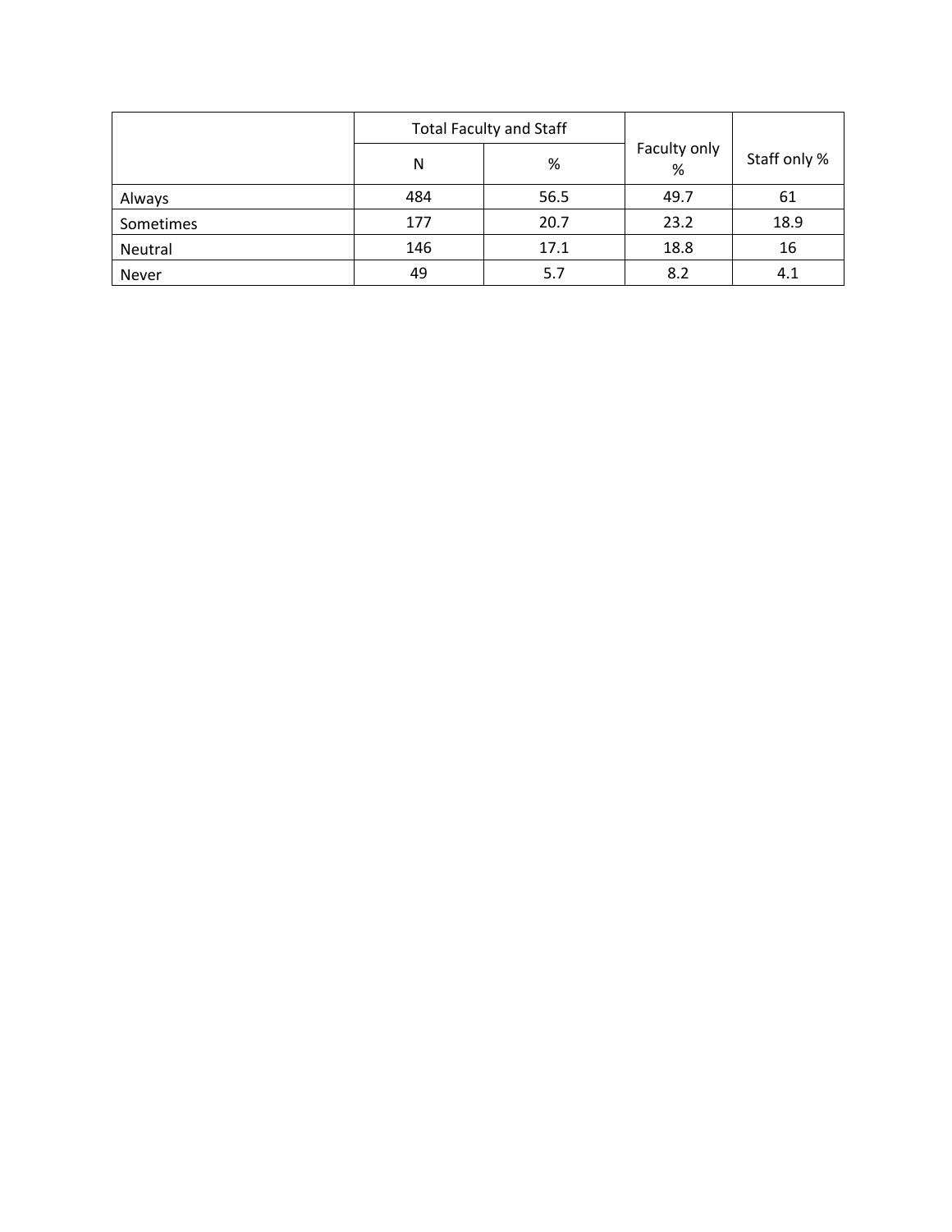| | Total Faculty and Staff | | Faculty only % | Staff only % |
|---|---|---|---|---|
| | N | % | | |
| Always | 484 | 56.5 | 49.7 | 61 |
| Sometimes | 177 | 20.7 | 23.2 | 18.9 |
| Neutral | 146 | 17.1 | 18.8 | 16 |
| Never | 49 | 5.7 | 8.2 | 4.1 |